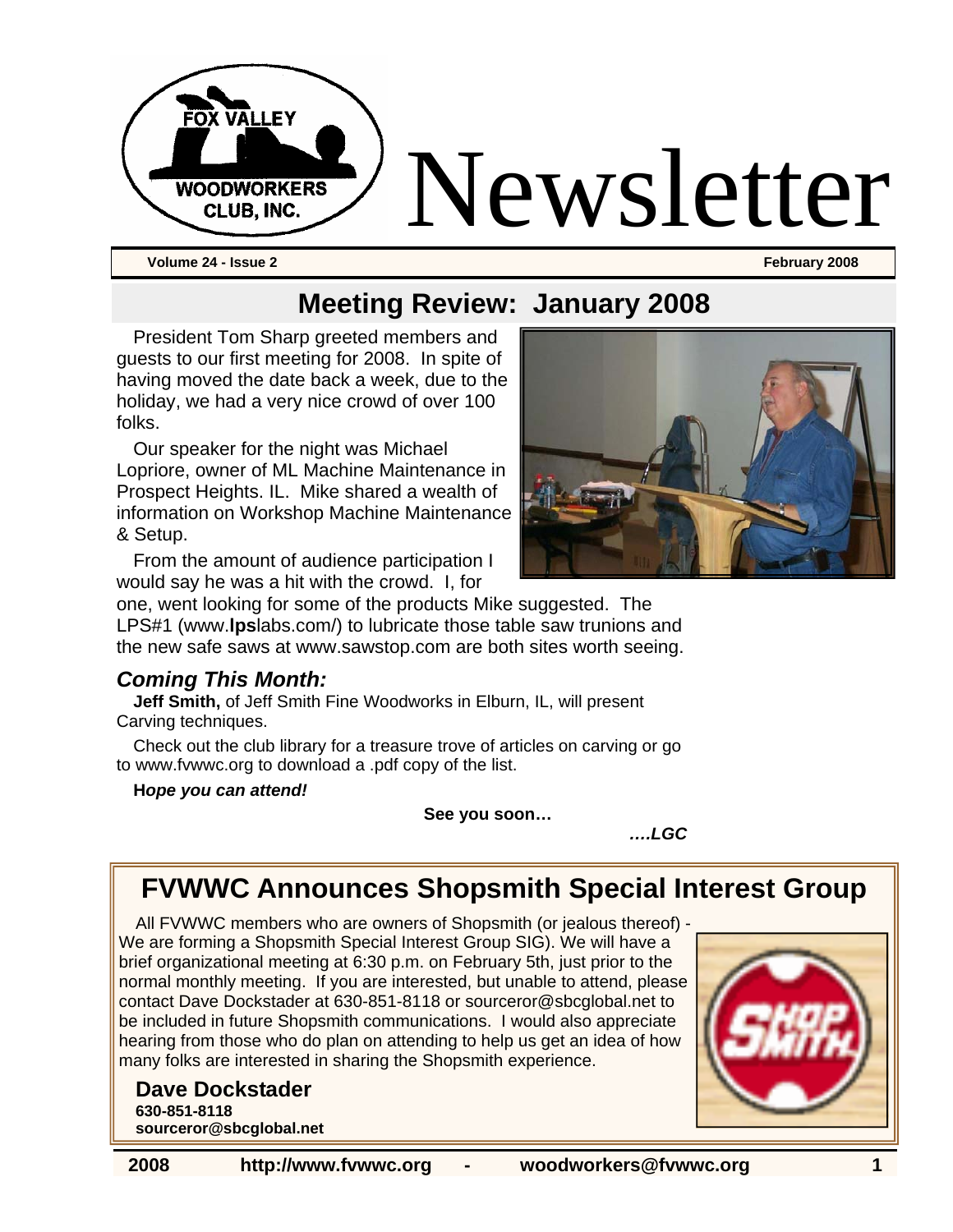# Fox Valley Woodworkers Club, Inc. Newsletter

**Volume 24 - Issue 2** **February 2008**

## Meeting Review: January 2008

President Tom Sharp greeted members and guests to our first meeting for 2008. In spite of having moved the date back a week, due to the holiday, we had a very nice crowd of over 100 folks.

Our speaker for the night was Michael Lopriore, owner of ML Machine Maintenance in Prospect Heights. IL. Mike shared a wealth of information on Workshop Machine Maintenance & Setup.

From the amount of audience participation I would say he was a hit with the crowd. I, for one, went looking for some of the products Mike suggested. The LPS#1 (www.**lps**labs.com/) to lubricate those table saw trunions and the new safe saws at www.sawstop.com are both sites worth seeing.

### *Coming This Month:*

**Jeff Smith,** of Jeff Smith Fine Woodworks in Elburn, IL, will present Carving techniques.

Check out the club library for a treasure trove of articles on carving or go to www.fvwwc.org to download a .pdf copy of the list.

***Hope you can attend!***

**See you soon…**

***….LGC***

## FVWWC Announces Shopsmith Special Interest Group

All FVWWC members who are owners of Shopsmith (or jealous thereof) - We are forming a Shopsmith Special Interest Group SIG). We will have a brief organizational meeting at 6:30 p.m. on February 5th, just prior to the normal monthly meeting. If you are interested, but unable to attend, please contact Dave Dockstader at 630-851-8118 or sourceror@sbcglobal.net to be included in future Shopsmith communications. I would also appreciate hearing from those who do plan on attending to help us get an idea of how many folks are interested in sharing the Shopsmith experience.

**Dave Dockstader**
**630-851-8118**
**sourceror@sbcglobal.net**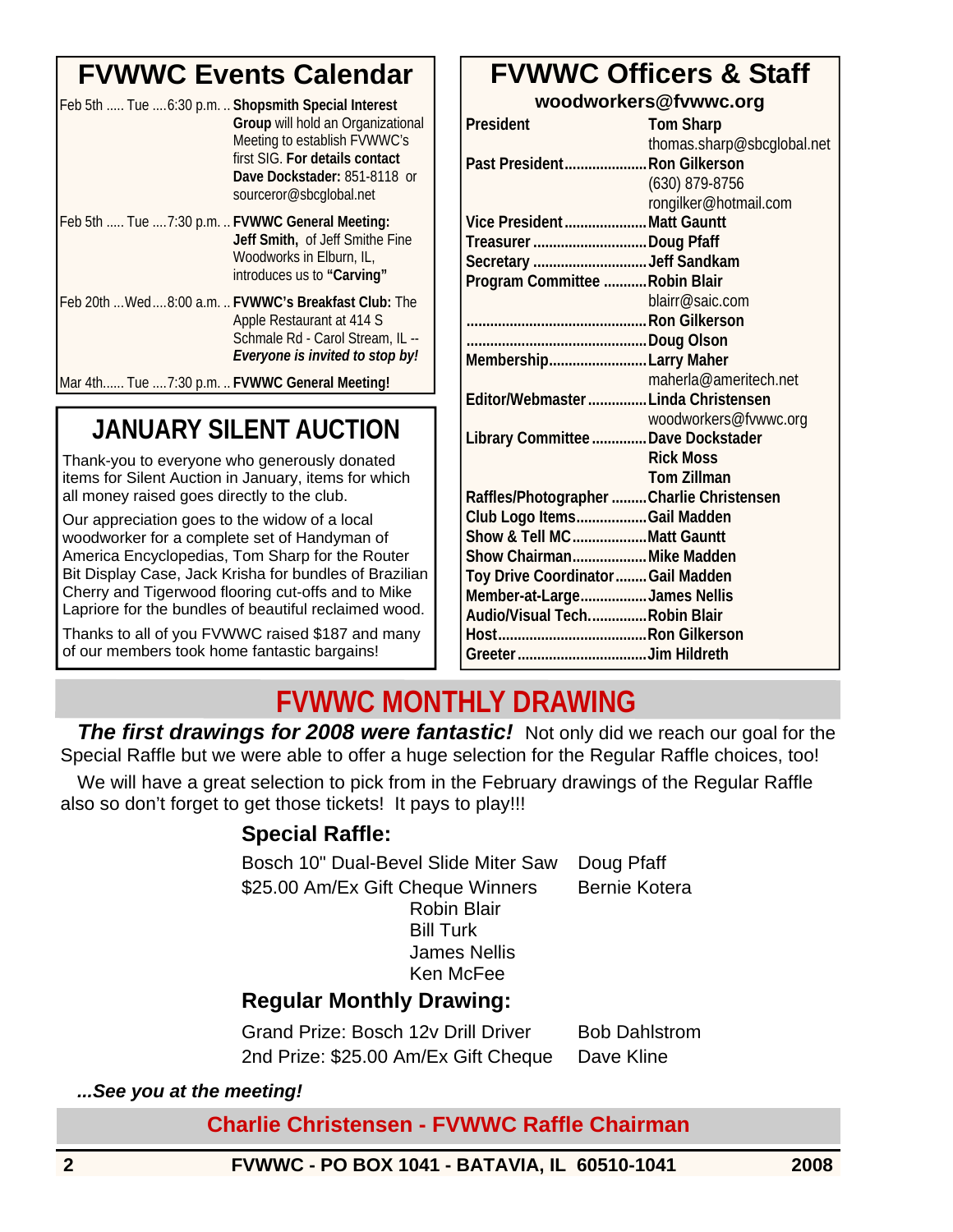## FVWWC Events Calendar

Feb 5th ..... Tue ....6:30 p.m. .. **Shopsmith Special Interest Group** will hold an Organizational Meeting to establish FVWWC's first SIG. **For details contact Dave Dockstader:** 851-8118 or sourceror@sbcglobal.net

Feb 5th ..... Tue ....7:30 p.m. .. **FVWWC General Meeting: Jeff Smith,** of Jeff Smithe Fine Woodworks in Elburn, IL, introduces us to **"Carving"**

Feb 20th ...Wed....8:00 a.m. .. **FVWWC's Breakfast Club:** The Apple Restaurant at 414 S Schmale Rd - Carol Stream, IL -- ***Everyone is invited to stop by!***

Mar 4th...... Tue ....7:30 p.m. .. **FVWWC General Meeting!**

## JANUARY SILENT AUCTION

Thank-you to everyone who generously donated items for Silent Auction in January, items for which all money raised goes directly to the club.

Our appreciation goes to the widow of a local woodworker for a complete set of Handyman of America Encyclopedias, Tom Sharp for the Router Bit Display Case, Jack Krisha for bundles of Brazilian Cherry and Tigerwood flooring cut-offs and to Mike Lapriore for the bundles of beautiful reclaimed wood.

Thanks to all of you FVWWC raised $187 and many of our members took home fantastic bargains!

## FVWWC Officers & Staff

**woodworkers@fvwwc.org**

| Position | Name |
|---|---|
| President | Tom Sharp<br>thomas.sharp@sbcglobal.net |
| Past President | Ron Gilkerson<br>(630) 879-8756<br>rongilker@hotmail.com |
| Vice President | Matt Gauntt |
| Treasurer | Doug Pfaff |
| Secretary | Jeff Sandkam |
| Program Committee | Robin Blair<br>blairr@saic.com |
| | Ron Gilkerson |
| | Doug Olson |
| Membership | Larry Maher<br>maherla@ameritech.net |
| Editor/Webmaster | Linda Christensen<br>woodworkers@fvwwc.org |
| Library Committee | Dave Dockstader<br>Rick Moss<br>Tom Zillman |
| Raffles/Photographer | Charlie Christensen |
| Club Logo Items | Gail Madden |
| Show & Tell MC | Matt Gauntt |
| Show Chairman | Mike Madden |
| Toy Drive Coordinator | Gail Madden |
| Member-at-Large | James Nellis |
| Audio/Visual Tech. | Robin Blair |
| Host | Ron Gilkerson |
| Greeter | Jim Hildreth |

## FVWWC MONTHLY DRAWING

***The first drawings for 2008 were fantastic!*** Not only did we reach our goal for the Special Raffle but we were able to offer a huge selection for the Regular Raffle choices, too!

We will have a great selection to pick from in the February drawings of the Regular Raffle also so don't forget to get those tickets! It pays to play!!!

### Special Raffle:

| Prize | Winner |
|---|---|
| Bosch 10" Dual-Bevel Slide Miter Saw | Doug Pfaff |
| $25.00 Am/Ex Gift Cheque Winners | Bernie Kotera<br>Robin Blair<br>Bill Turk<br>James Nellis<br>Ken McFee |

### Regular Monthly Drawing:

| Prize | Winner |
|---|---|
| Grand Prize: Bosch 12v Drill Driver | Bob Dahlstrom |
| 2nd Prize: $25.00 Am/Ex Gift Cheque | Dave Kline |

***...See you at the meeting!***

**Charlie Christensen - FVWWC Raffle Chairman**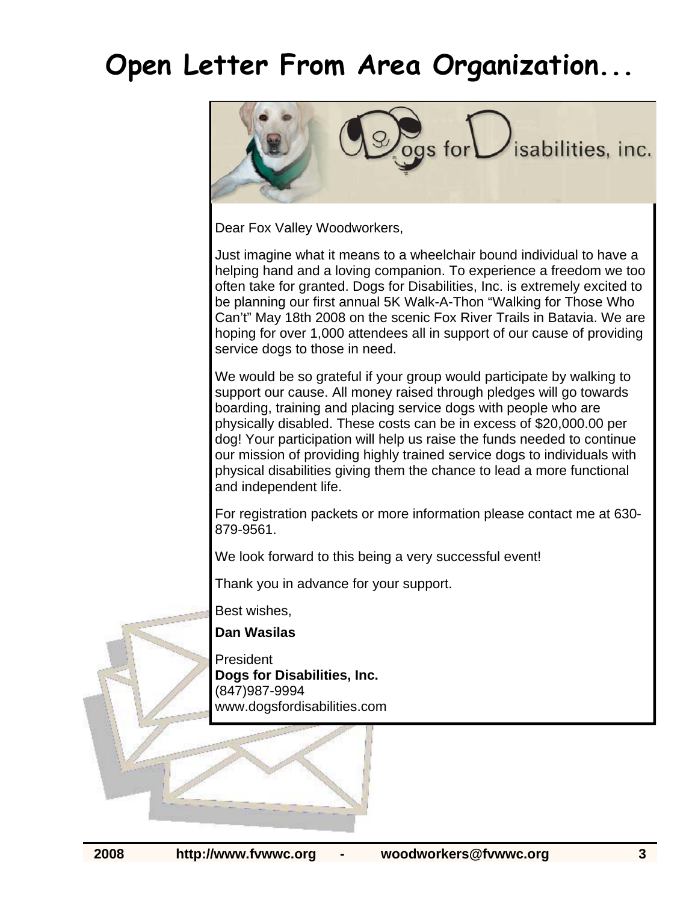# Open Letter From Area Organization...

Dogs for Disabilities, inc.

Dear Fox Valley Woodworkers,

Just imagine what it means to a wheelchair bound individual to have a helping hand and a loving companion. To experience a freedom we too often take for granted. Dogs for Disabilities, Inc. is extremely excited to be planning our first annual 5K Walk-A-Thon "Walking for Those Who Can't" May 18th 2008 on the scenic Fox River Trails in Batavia. We are hoping for over 1,000 attendees all in support of our cause of providing service dogs to those in need.

We would be so grateful if your group would participate by walking to support our cause. All money raised through pledges will go towards boarding, training and placing service dogs with people who are physically disabled. These costs can be in excess of $20,000.00 per dog! Your participation will help us raise the funds needed to continue our mission of providing highly trained service dogs to individuals with physical disabilities giving them the chance to lead a more functional and independent life.

For registration packets or more information please contact me at 630-879-9561.

We look forward to this being a very successful event!

Thank you in advance for your support.

Best wishes,

**Dan Wasilas**

President
**Dogs for Disabilities, Inc.**
(847)987-9994
www.dogsfordisabilities.com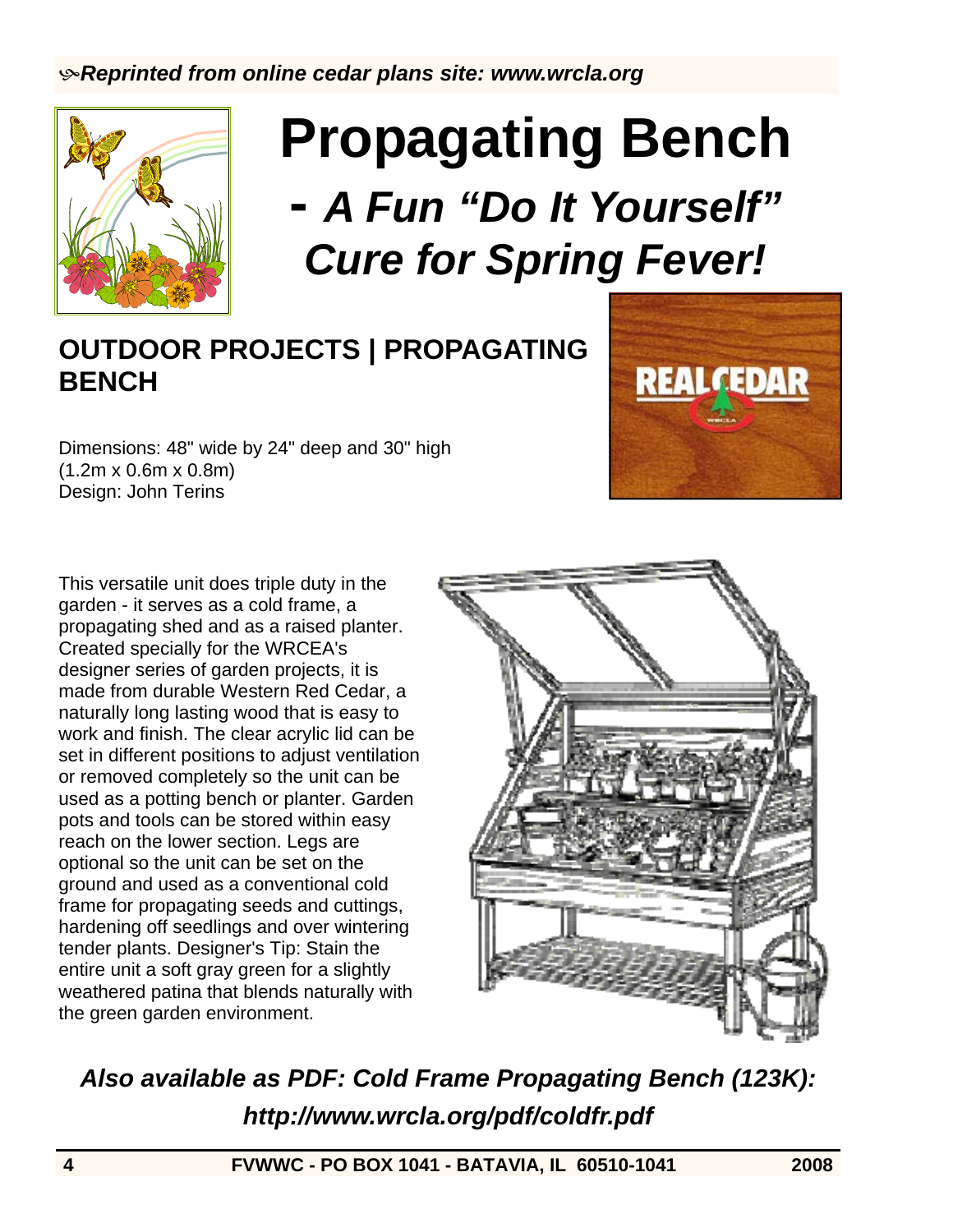*Reprinted from online cedar plans site: www.wrcla.org*

# Propagating Bench

## - *A Fun "Do It Yourself" Cure for Spring Fever!*

## OUTDOOR PROJECTS | PROPAGATING BENCH

Dimensions: 48" wide by 24" deep and 30" high
(1.2m x 0.6m x 0.8m)
Design: John Terins

This versatile unit does triple duty in the garden - it serves as a cold frame, a propagating shed and as a raised planter. Created specially for the WRCEA's designer series of garden projects, it is made from durable Western Red Cedar, a naturally long lasting wood that is easy to work and finish. The clear acrylic lid can be set in different positions to adjust ventilation or removed completely so the unit can be used as a potting bench or planter. Garden pots and tools can be stored within easy reach on the lower section. Legs are optional so the unit can be set on the ground and used as a conventional cold frame for propagating seeds and cuttings, hardening off seedlings and over wintering tender plants. Designer's Tip: Stain the entire unit a soft gray green for a slightly weathered patina that blends naturally with the green garden environment.

***Also available as PDF: Cold Frame Propagating Bench (123K): http://www.wrcla.org/pdf/coldfr.pdf***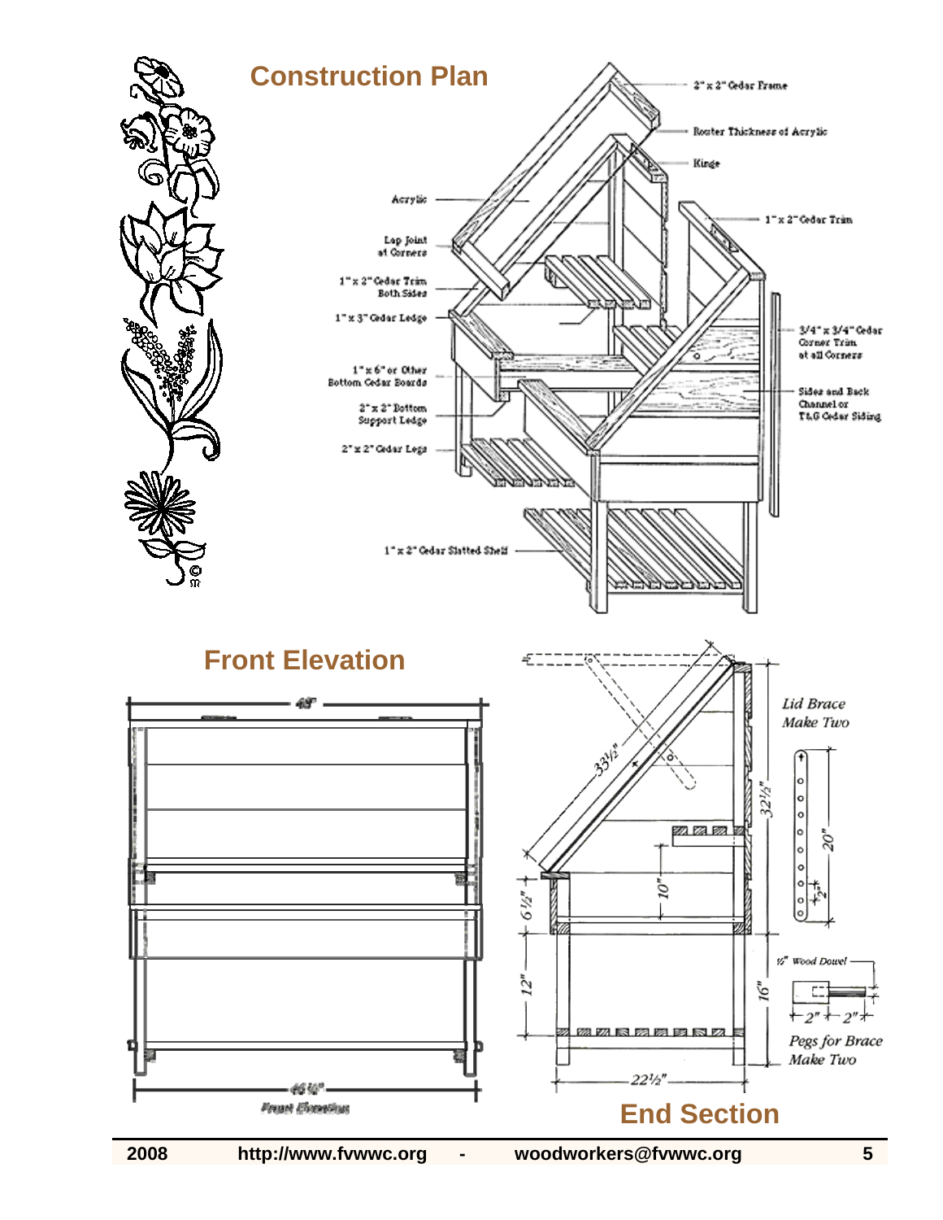## Construction Plan

2" x 2" Cedar Frame

Router Thickness of Acrylic

Hinge

Acrylic

1" x 2" Cedar Trim

Lap Joint at Corners

1" x 2" Cedar Trim Both Sides

1" x 3" Cedar Ledge

3/4" x 3/4" Cedar Corner Trim at all Corners

1" x 6" or Other Bottom Cedar Boards

Sides and Back Channel or T&G Cedar Siding

2" x 2" Bottom Support Ledge

2" x 2" Cedar Legs

1" x 2" Cedar Slatted Shelf

## Front Elevation

48"

46½"

Front Elevation

33½"

32½"

10"

6½"

12"

16"

22½"

*Lid Brace Make Two*

20"

2"

*½" Wood Dowel*

2" 2"

*Pegs for Brace Make Two*

## End Section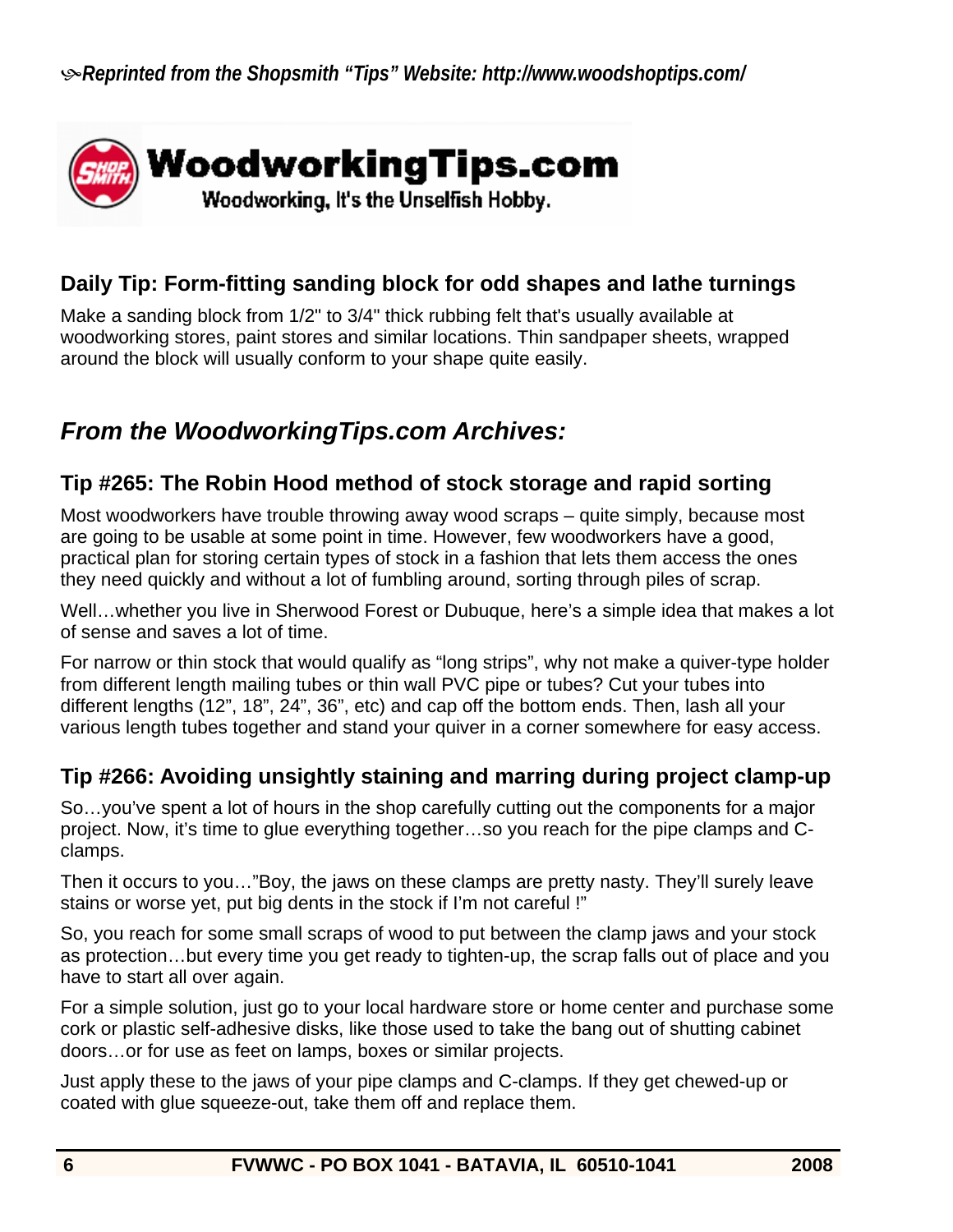*Reprinted from the Shopsmith "Tips" Website: http://www.woodshoptips.com/*

**WoodworkingTips.com**

Woodworking, It's the Unselfish Hobby.

### Daily Tip: Form-fitting sanding block for odd shapes and lathe turnings

Make a sanding block from 1/2" to 3/4" thick rubbing felt that's usually available at woodworking stores, paint stores and similar locations. Thin sandpaper sheets, wrapped around the block will usually conform to your shape quite easily.

## *From the WoodworkingTips.com Archives:*

### Tip #265: The Robin Hood method of stock storage and rapid sorting

Most woodworkers have trouble throwing away wood scraps – quite simply, because most are going to be usable at some point in time. However, few woodworkers have a good, practical plan for storing certain types of stock in a fashion that lets them access the ones they need quickly and without a lot of fumbling around, sorting through piles of scrap.

Well…whether you live in Sherwood Forest or Dubuque, here's a simple idea that makes a lot of sense and saves a lot of time.

For narrow or thin stock that would qualify as "long strips", why not make a quiver-type holder from different length mailing tubes or thin wall PVC pipe or tubes? Cut your tubes into different lengths (12", 18", 24", 36", etc) and cap off the bottom ends. Then, lash all your various length tubes together and stand your quiver in a corner somewhere for easy access.

### Tip #266: Avoiding unsightly staining and marring during project clamp-up

So…you've spent a lot of hours in the shop carefully cutting out the components for a major project. Now, it's time to glue everything together…so you reach for the pipe clamps and C-clamps.

Then it occurs to you…"Boy, the jaws on these clamps are pretty nasty. They'll surely leave stains or worse yet, put big dents in the stock if I'm not careful !"

So, you reach for some small scraps of wood to put between the clamp jaws and your stock as protection…but every time you get ready to tighten-up, the scrap falls out of place and you have to start all over again.

For a simple solution, just go to your local hardware store or home center and purchase some cork or plastic self-adhesive disks, like those used to take the bang out of shutting cabinet doors…or for use as feet on lamps, boxes or similar projects.

Just apply these to the jaws of your pipe clamps and C-clamps. If they get chewed-up or coated with glue squeeze-out, take them off and replace them.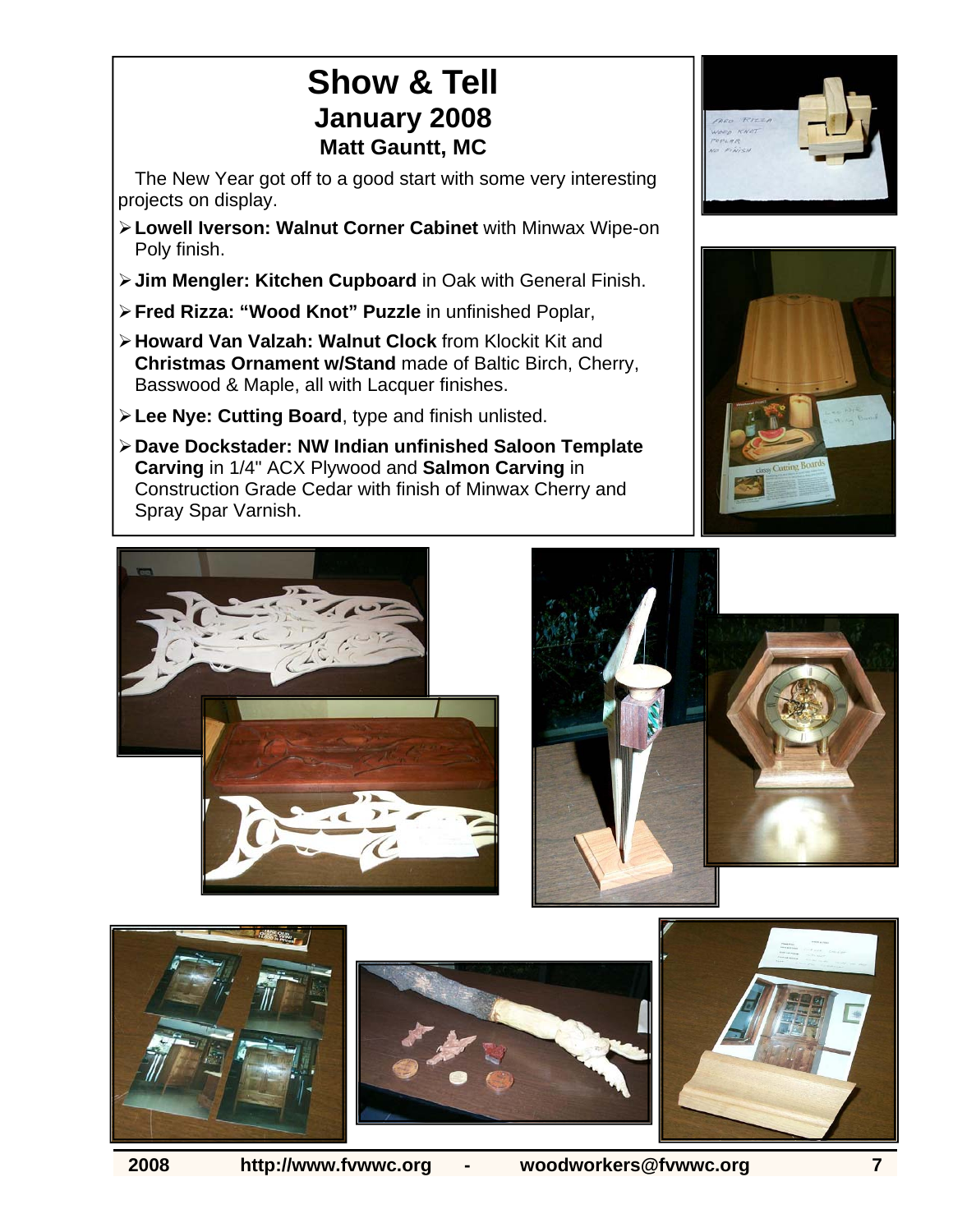# Show & Tell
## January 2008
### Matt Gauntt, MC

The New Year got off to a good start with some very interesting projects on display.

- **Lowell Iverson: Walnut Corner Cabinet** with Minwax Wipe-on Poly finish.
- **Jim Mengler: Kitchen Cupboard** in Oak with General Finish.
- **Fred Rizza: "Wood Knot" Puzzle** in unfinished Poplar,
- **Howard Van Valzah: Walnut Clock** from Klockit Kit and **Christmas Ornament w/Stand** made of Baltic Birch, Cherry, Basswood & Maple, all with Lacquer finishes.
- **Lee Nye: Cutting Board**, type and finish unlisted.
- **Dave Dockstader: NW Indian unfinished Saloon Template Carving** in 1/4" ACX Plywood and **Salmon Carving** in Construction Grade Cedar with finish of Minwax Cherry and Spray Spar Varnish.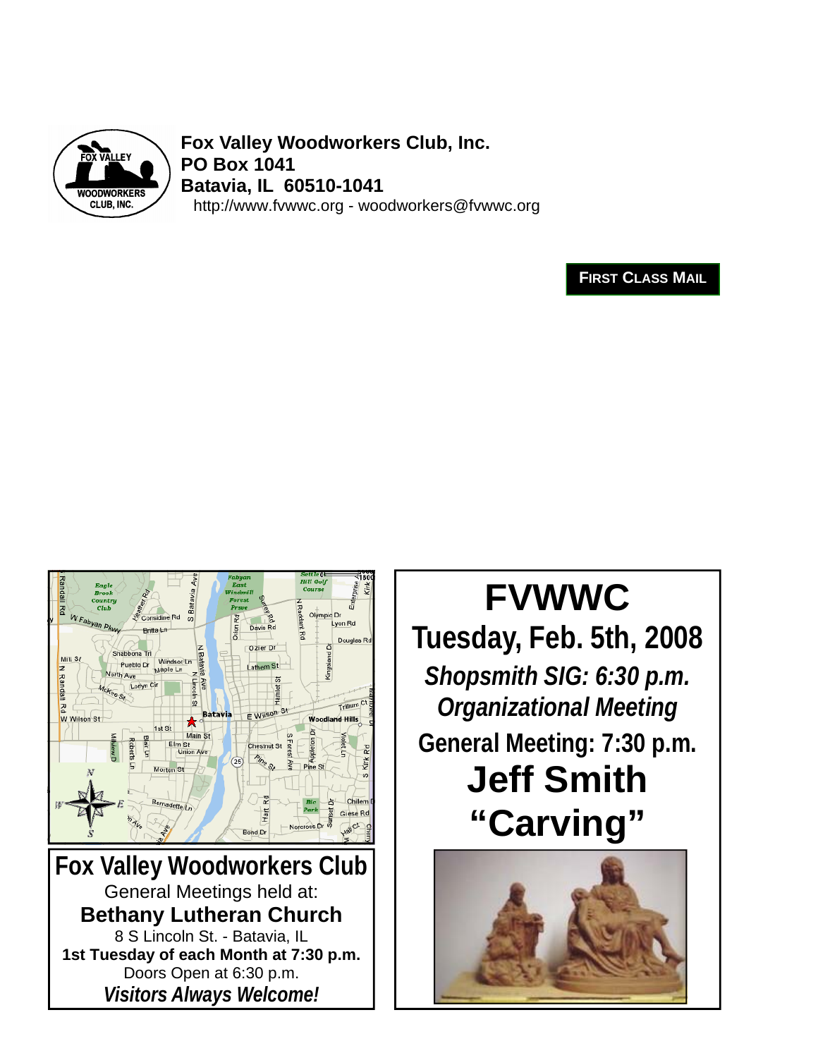**Fox Valley Woodworkers Club, Inc.**
**PO Box 1041**
**Batavia, IL 60510-1041**
http://www.fvwwc.org - woodworkers@fvwwc.org

**FIRST CLASS MAIL**

**Fox Valley Woodworkers Club**

General Meetings held at:

**Bethany Lutheran Church**

8 S Lincoln St. - Batavia, IL

**1st Tuesday of each Month at 7:30 p.m.**

Doors Open at 6:30 p.m.

***Visitors Always Welcome!***

# FVWWC

## Tuesday, Feb. 5th, 2008

***Shopsmith SIG: 6:30 p.m.***

***Organizational Meeting***

**General Meeting: 7:30 p.m.**

# Jeff Smith

# "Carving"